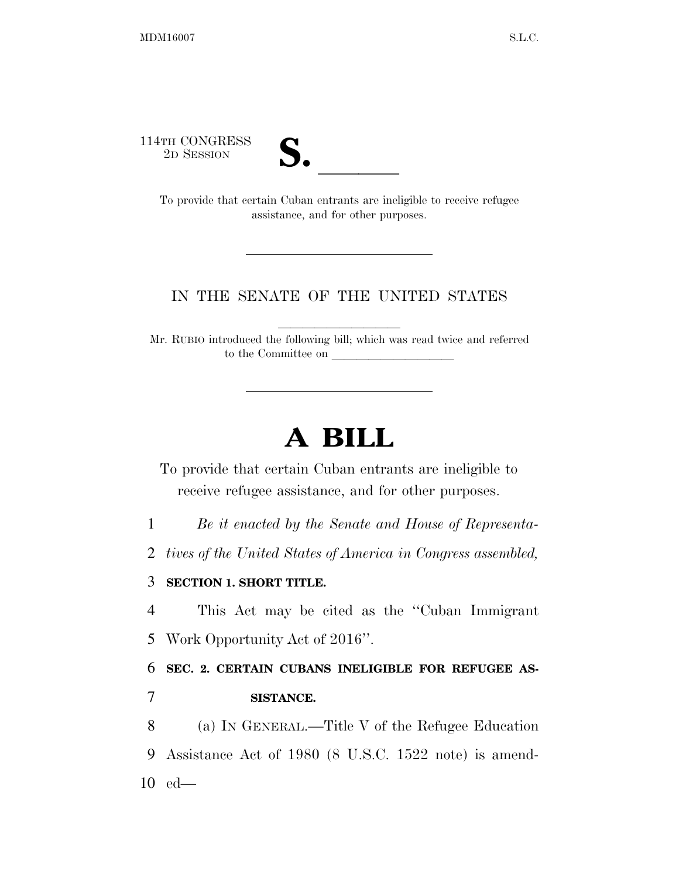114TH CONGRESS
2D SESSION

# S. \_\_\_\_\_\_

To provide that certain Cuban entrants are ineligible to receive refugee assistance, and for other purposes.

---

IN THE SENATE OF THE UNITED STATES

Mr. RUBIO introduced the following bill; which was read twice and referred to the Committee on \_\_\_\_\_\_\_\_\_\_\_\_\_\_\_\_\_\_\_\_

---

# A BILL

To provide that certain Cuban entrants are ineligible to receive refugee assistance, and for other purposes.

1 *Be it enacted by the Senate and House of Representa-*
2 *tives of the United States of America in Congress assembled,*

3 **SECTION 1. SHORT TITLE.**

4 This Act may be cited as the ''Cuban Immigrant
5 Work Opportunity Act of 2016''.

6 **SEC. 2. CERTAIN CUBANS INELIGIBLE FOR REFUGEE AS-**
7 **SISTANCE.**

8 (a) IN GENERAL.—Title V of the Refugee Education
9 Assistance Act of 1980 (8 U.S.C. 1522 note) is amend-
10 ed—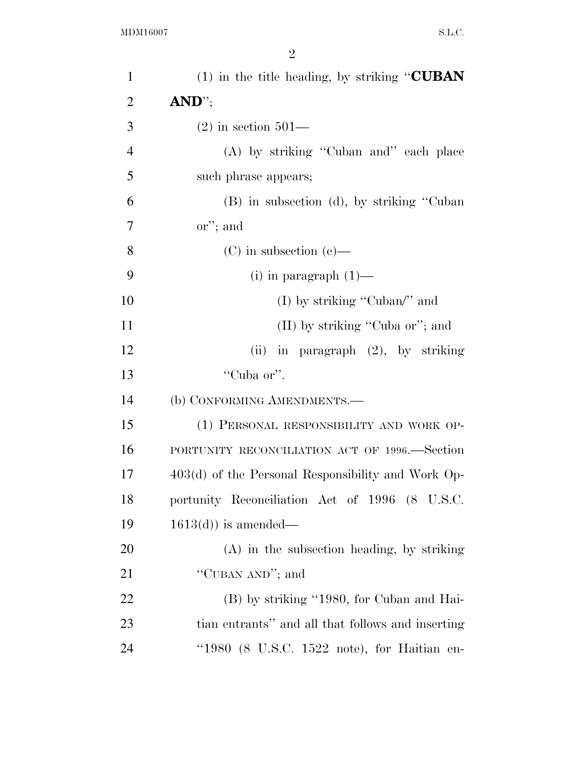(1) in the title heading, by striking "**CUBAN AND**";

(2) in section 501—

(A) by striking "Cuban and" each place such phrase appears;

(B) in subsection (d), by striking "Cuban or"; and

(C) in subsection (e)—

(i) in paragraph (1)—

(I) by striking "Cuban/" and

(II) by striking "Cuba or"; and

(ii) in paragraph (2), by striking "Cuba or".

(b) CONFORMING AMENDMENTS.—

(1) PERSONAL RESPONSIBILITY AND WORK OPPORTUNITY RECONCILIATION ACT OF 1996.—Section 403(d) of the Personal Responsibility and Work Opportunity Reconciliation Act of 1996 (8 U.S.C. 1613(d)) is amended—

(A) in the subsection heading, by striking "CUBAN AND"; and

(B) by striking "1980, for Cuban and Haitian entrants" and all that follows and inserting "1980 (8 U.S.C. 1522 note), for Haitian en-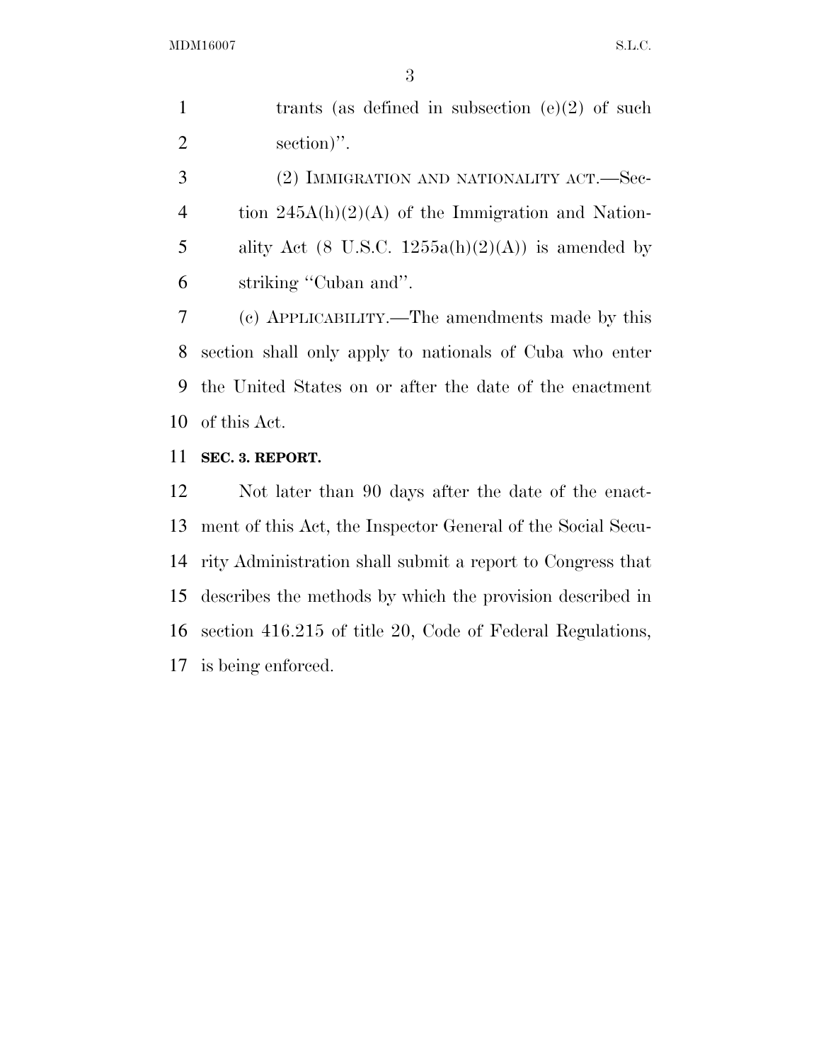trants (as defined in subsection (e)(2) of such section)''.

(2) IMMIGRATION AND NATIONALITY ACT.—Section 245A(h)(2)(A) of the Immigration and Nationality Act (8 U.S.C. 1255a(h)(2)(A)) is amended by striking ''Cuban and''.

(c) APPLICABILITY.—The amendments made by this section shall only apply to nationals of Cuba who enter the United States on or after the date of the enactment of this Act.

**SEC. 3. REPORT.**

Not later than 90 days after the date of the enactment of this Act, the Inspector General of the Social Security Administration shall submit a report to Congress that describes the methods by which the provision described in section 416.215 of title 20, Code of Federal Regulations, is being enforced.